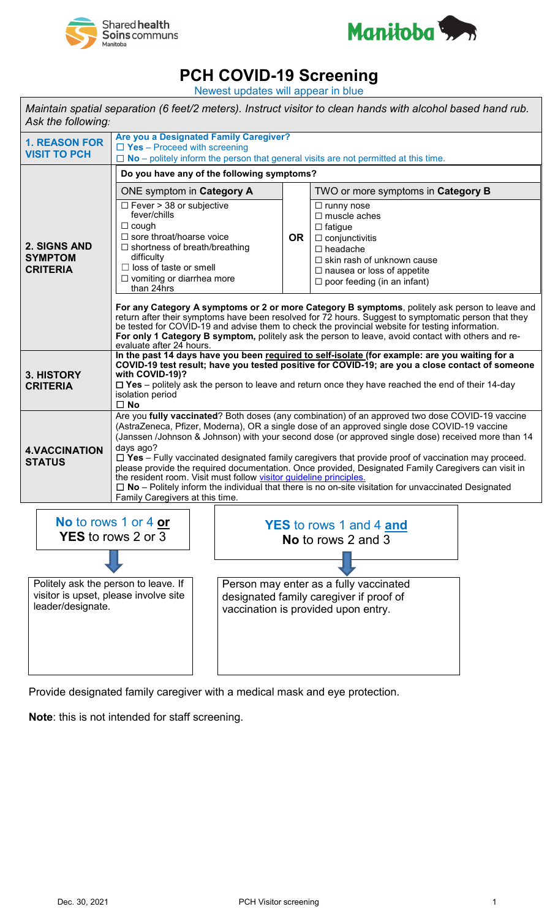# PCH COVID-19 Screening

Newest updates will appear in blue

*Maintain spatial separation (6 feet/2 meters). Instruct visitor to clean hands with alcohol based hand rub. Ask the following:*

| | |
|---|---|
| **1. REASON FOR VISIT TO PCH** | **Are you a Designated Family Caregiver?**<br>☐ **Yes** – Proceed with screening<br>☐ **No** – politely inform the person that general visits are not permitted at this time. |
| **2. SIGNS AND SYMPTOM CRITERIA** | **Do you have any of the following symptoms?**<br>ONE symptom in **Category A**: ☐ Fever > 38 or subjective fever/chills; ☐ cough; ☐ sore throat/hoarse voice; ☐ shortness of breath/breathing difficulty; ☐ loss of taste or smell; ☐ vomiting or diarrhea more than 24hrs<br>**OR**<br>TWO or more symptoms in **Category B**: ☐ runny nose; ☐ muscle aches; ☐ fatigue; ☐ conjunctivitis; ☐ headache; ☐ skin rash of unknown cause; ☐ nausea or loss of appetite; ☐ poor feeding (in an infant)<br><br>**For any Category A symptoms or 2 or more Category B symptoms**, politely ask person to leave and return after their symptoms have been resolved for 72 hours. Suggest to symptomatic person that they be tested for COVID-19 and advise them to check the provincial website for testing information.<br>**For only 1 Category B symptom,** politely ask the person to leave, avoid contact with others and re-evaluate after 24 hours. |
| **3. HISTORY CRITERIA** | **In the past 14 days have you been required to self-isolate (for example: are you waiting for a COVID-19 test result; have you tested positive for COVID-19; are you a close contact of someone with COVID-19)?**<br>☐ **Yes** – politely ask the person to leave and return once they have reached the end of their 14-day isolation period<br>☐ **No** |
| **4.VACCINATION STATUS** | Are you **fully vaccinated**? Both doses (any combination) of an approved two dose COVID-19 vaccine (AstraZeneca, Pfizer, Moderna), OR a single dose of an approved single dose COVID-19 vaccine (Janssen /Johnson & Johnson) with your second dose (or approved single dose) received more than 14 days ago?<br>☐ **Yes** – Fully vaccinated designated family caregivers that provide proof of vaccination may proceed. please provide the required documentation. Once provided, Designated Family Caregivers can visit in the resident room. Visit must follow visitor guideline principles.<br>☐ **No** – Politely inform the individual that there is no on-site visitation for unvaccinated Designated Family Caregivers at this time. |

**No** to rows 1 or 4 **or** **YES** to rows 2 or 3

→ Politely ask the person to leave. If visitor is upset, please involve site leader/designate.

**YES** to rows 1 and 4 **and** **No** to rows 2 and 3

→ Person may enter as a fully vaccinated designated family caregiver if proof of vaccination is provided upon entry.

Provide designated family caregiver with a medical mask and eye protection.

**Note**: this is not intended for staff screening.

Dec. 30, 2021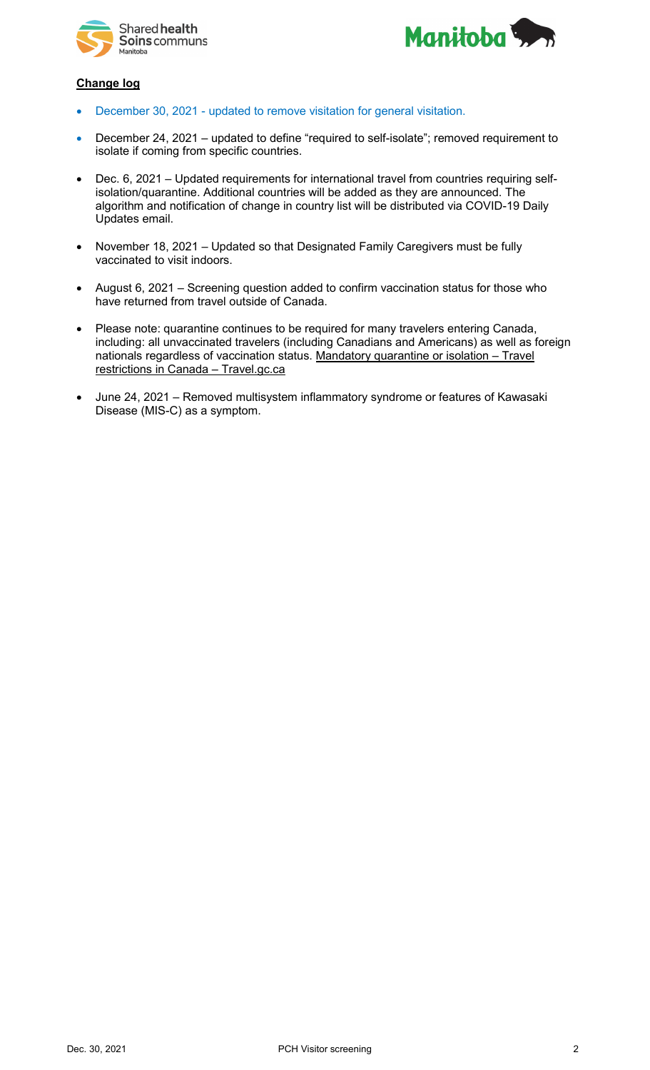**Change log**

- December 30, 2021 - updated to remove visitation for general visitation.
- December 24, 2021 – updated to define "required to self-isolate"; removed requirement to isolate if coming from specific countries.
- Dec. 6, 2021 – Updated requirements for international travel from countries requiring self-isolation/quarantine. Additional countries will be added as they are announced. The algorithm and notification of change in country list will be distributed via COVID-19 Daily Updates email.
- November 18, 2021 – Updated so that Designated Family Caregivers must be fully vaccinated to visit indoors.
- August 6, 2021 – Screening question added to confirm vaccination status for those who have returned from travel outside of Canada.
- Please note: quarantine continues to be required for many travelers entering Canada, including: all unvaccinated travelers (including Canadians and Americans) as well as foreign nationals regardless of vaccination status. Mandatory quarantine or isolation – Travel restrictions in Canada – Travel.gc.ca
- June 24, 2021 – Removed multisystem inflammatory syndrome or features of Kawasaki Disease (MIS-C) as a symptom.